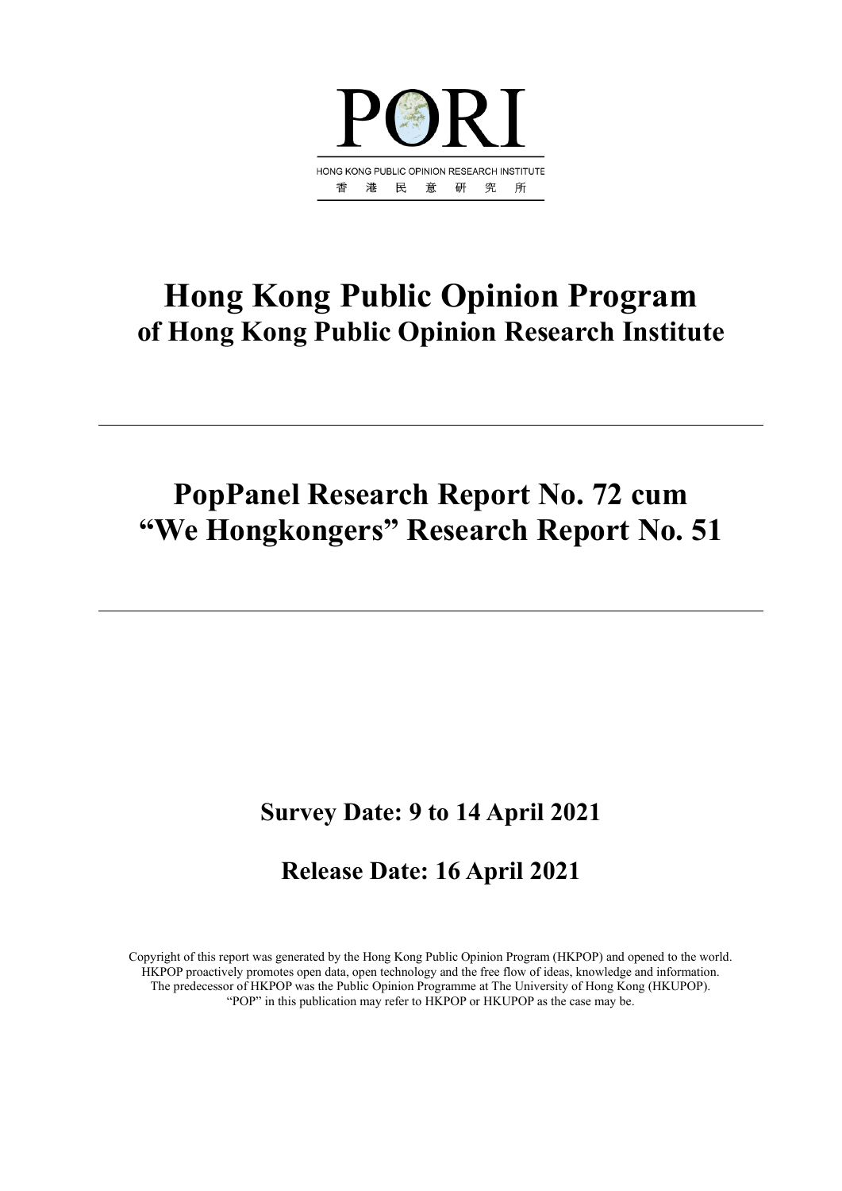PORI

HONG KONG PUBLIC OPINION RESEARCH INSTITUTE

香 港 民 意 研 究 所

# Hong Kong Public Opinion Program
## of Hong Kong Public Opinion Research Institute

---

# PopPanel Research Report No. 72 cum "We Hongkongers" Research Report No. 51

---

## Survey Date: 9 to 14 April 2021

## Release Date: 16 April 2021

Copyright of this report was generated by the Hong Kong Public Opinion Program (HKPOP) and opened to the world. HKPOP proactively promotes open data, open technology and the free flow of ideas, knowledge and information. The predecessor of HKPOP was the Public Opinion Programme at The University of Hong Kong (HKUPOP). "POP" in this publication may refer to HKPOP or HKUPOP as the case may be.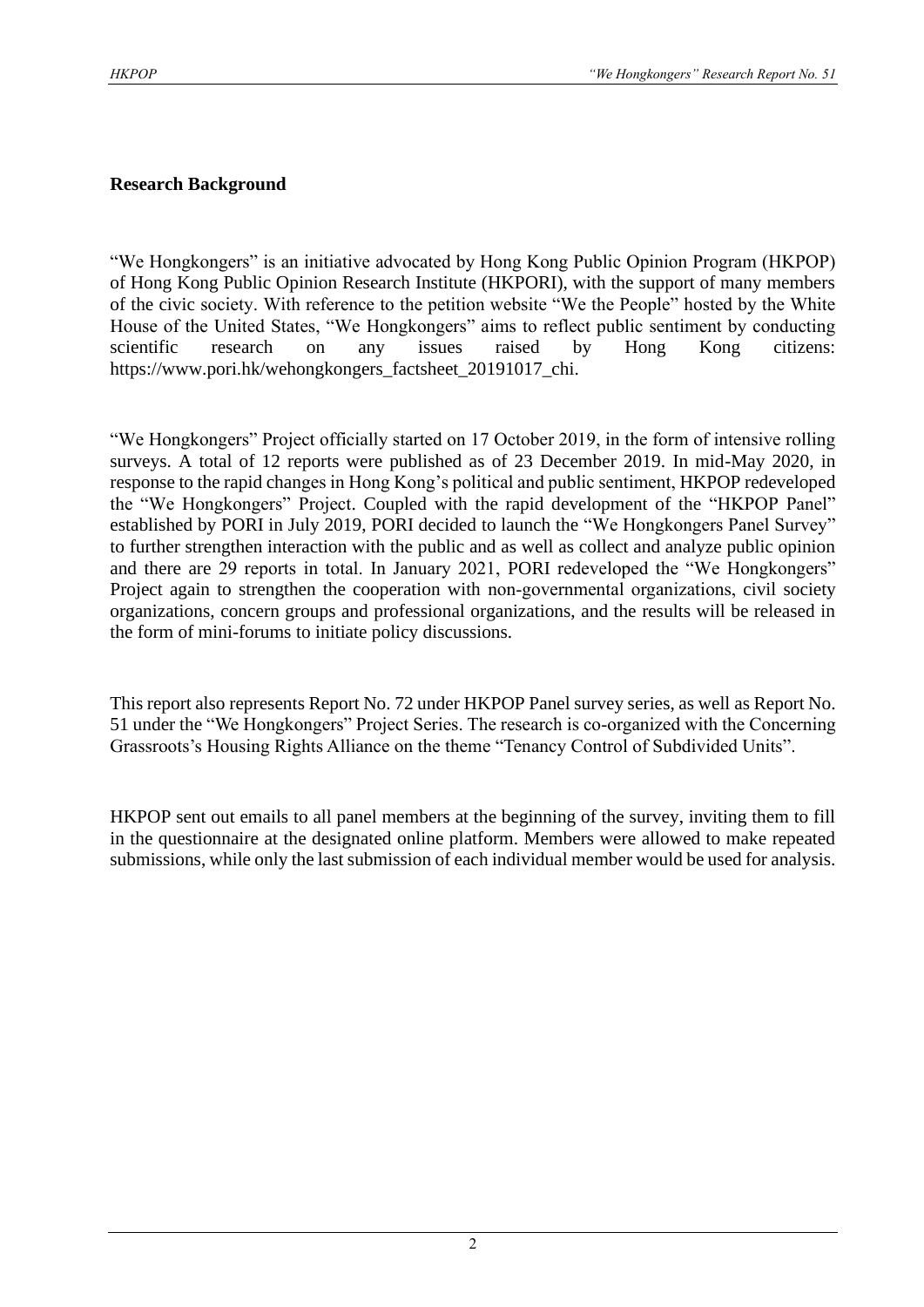**Research Background**

"We Hongkongers" is an initiative advocated by Hong Kong Public Opinion Program (HKPOP) of Hong Kong Public Opinion Research Institute (HKPORI), with the support of many members of the civic society. With reference to the petition website "We the People" hosted by the White House of the United States, "We Hongkongers" aims to reflect public sentiment by conducting scientific research on any issues raised by Hong Kong citizens: https://www.pori.hk/wehongkongers_factsheet_20191017_chi.

"We Hongkongers" Project officially started on 17 October 2019, in the form of intensive rolling surveys. A total of 12 reports were published as of 23 December 2019. In mid-May 2020, in response to the rapid changes in Hong Kong's political and public sentiment, HKPOP redeveloped the "We Hongkongers" Project. Coupled with the rapid development of the "HKPOP Panel" established by PORI in July 2019, PORI decided to launch the "We Hongkongers Panel Survey" to further strengthen interaction with the public and as well as collect and analyze public opinion and there are 29 reports in total. In January 2021, PORI redeveloped the "We Hongkongers" Project again to strengthen the cooperation with non-governmental organizations, civil society organizations, concern groups and professional organizations, and the results will be released in the form of mini-forums to initiate policy discussions.

This report also represents Report No. 72 under HKPOP Panel survey series, as well as Report No. 51 under the "We Hongkongers" Project Series. The research is co-organized with the Concerning Grassroots's Housing Rights Alliance on the theme "Tenancy Control of Subdivided Units".

HKPOP sent out emails to all panel members at the beginning of the survey, inviting them to fill in the questionnaire at the designated online platform. Members were allowed to make repeated submissions, while only the last submission of each individual member would be used for analysis.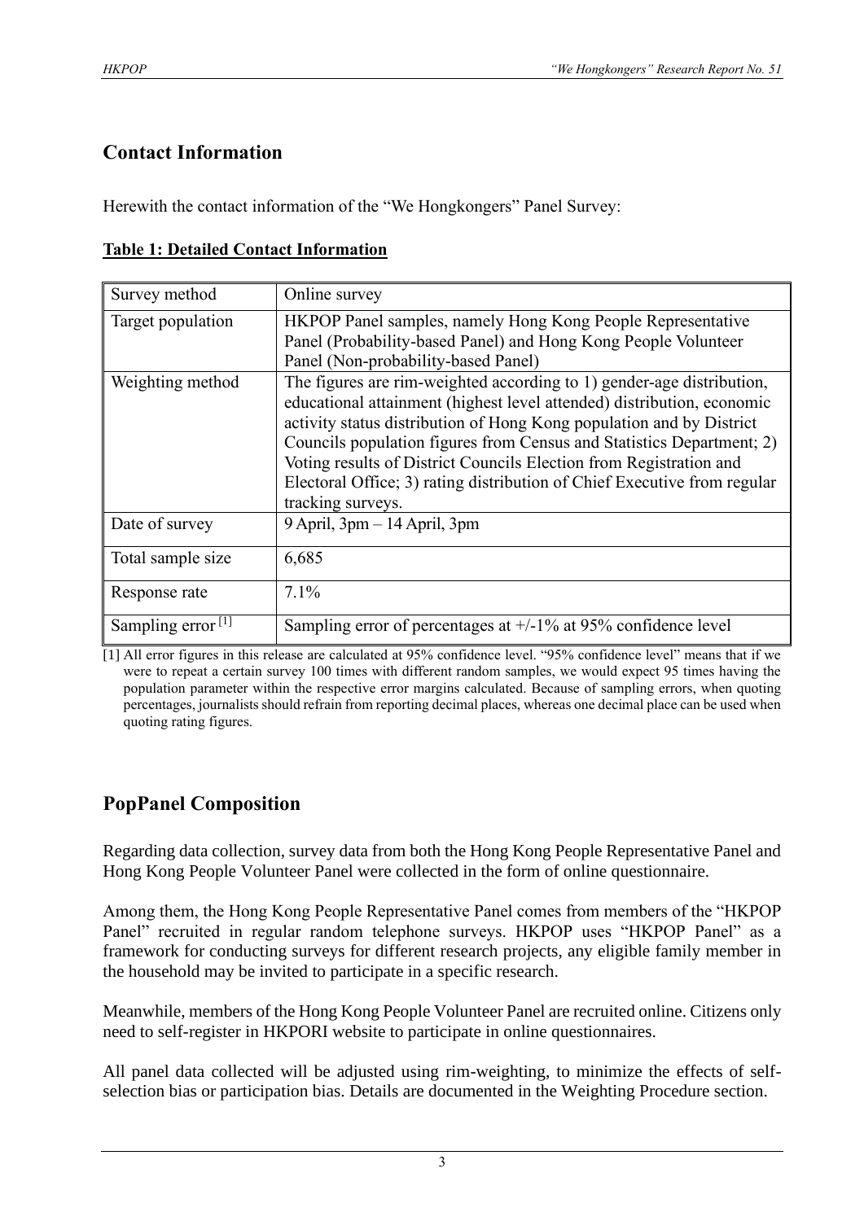## Contact Information

Herewith the contact information of the "We Hongkongers" Panel Survey:

**Table 1: Detailed Contact Information**

| | |
|---|---|
| Survey method | Online survey |
| Target population | HKPOP Panel samples, namely Hong Kong People Representative Panel (Probability-based Panel) and Hong Kong People Volunteer Panel (Non-probability-based Panel) |
| Weighting method | The figures are rim-weighted according to 1) gender-age distribution, educational attainment (highest level attended) distribution, economic activity status distribution of Hong Kong population and by District Councils population figures from Census and Statistics Department; 2) Voting results of District Councils Election from Registration and Electoral Office; 3) rating distribution of Chief Executive from regular tracking surveys. |
| Date of survey | 9 April, 3pm – 14 April, 3pm |
| Total sample size | 6,685 |
| Response rate | 7.1% |
| Sampling error [1] | Sampling error of percentages at +/-1% at 95% confidence level |

[1] All error figures in this release are calculated at 95% confidence level. "95% confidence level" means that if we were to repeat a certain survey 100 times with different random samples, we would expect 95 times having the population parameter within the respective error margins calculated. Because of sampling errors, when quoting percentages, journalists should refrain from reporting decimal places, whereas one decimal place can be used when quoting rating figures.

## PopPanel Composition

Regarding data collection, survey data from both the Hong Kong People Representative Panel and Hong Kong People Volunteer Panel were collected in the form of online questionnaire.

Among them, the Hong Kong People Representative Panel comes from members of the "HKPOP Panel" recruited in regular random telephone surveys. HKPOP uses "HKPOP Panel" as a framework for conducting surveys for different research projects, any eligible family member in the household may be invited to participate in a specific research.

Meanwhile, members of the Hong Kong People Volunteer Panel are recruited online. Citizens only need to self-register in HKPORI website to participate in online questionnaires.

All panel data collected will be adjusted using rim-weighting, to minimize the effects of self-selection bias or participation bias. Details are documented in the Weighting Procedure section.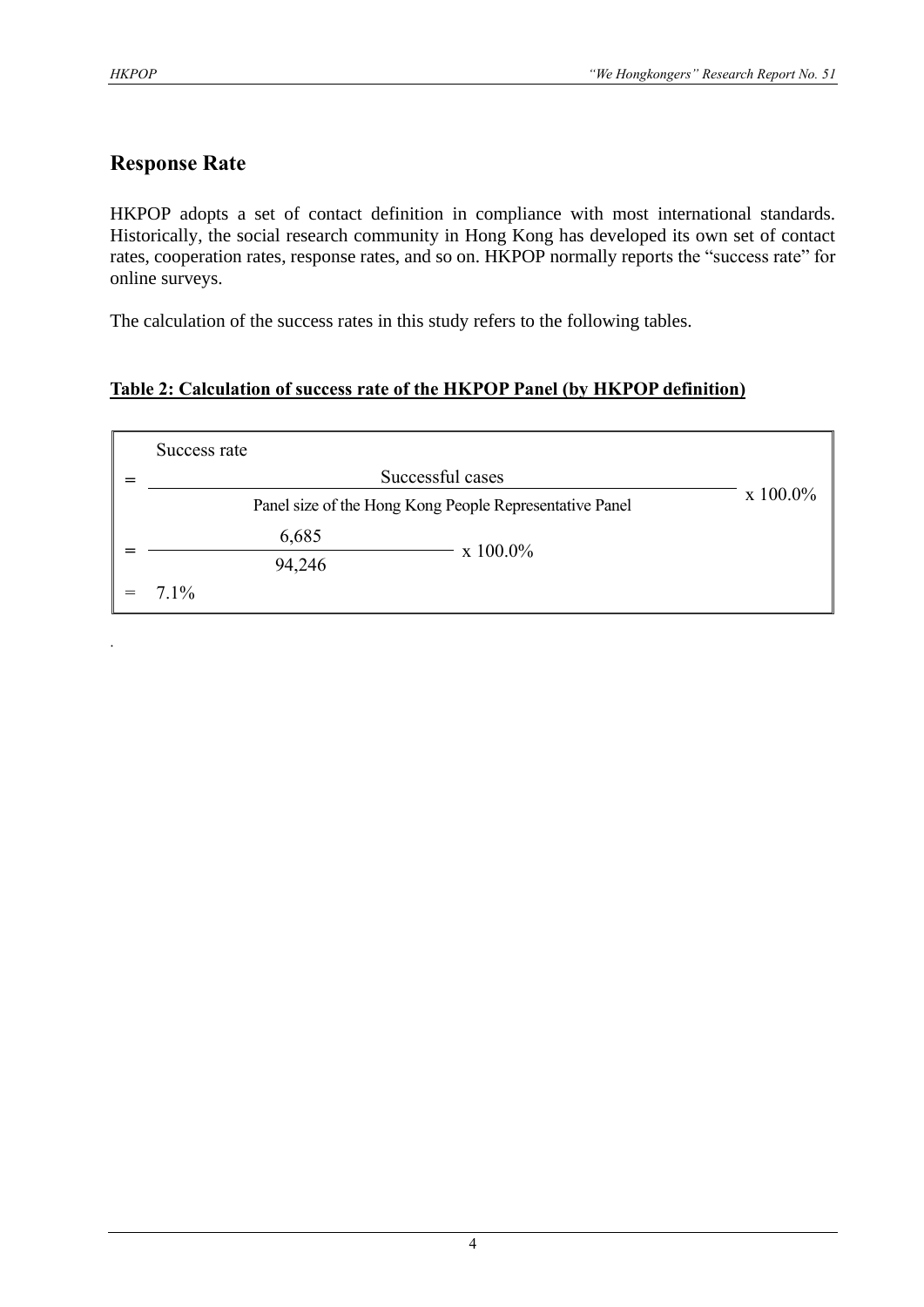## Response Rate

HKPOP adopts a set of contact definition in compliance with most international standards. Historically, the social research community in Hong Kong has developed its own set of contact rates, cooperation rates, response rates, and so on. HKPOP normally reports the "success rate" for online surveys.

The calculation of the success rates in this study refers to the following tables.

**Table 2: Calculation of success rate of the HKPOP Panel (by HKPOP definition)**

$$\text{Success rate} = \frac{\text{Successful cases}}{\text{Panel size of the Hong Kong People Representative Panel}} \times 100.0\%$$

$$= \frac{6{,}685}{94{,}246} \times 100.0\%$$

$$= 7.1\%$$

.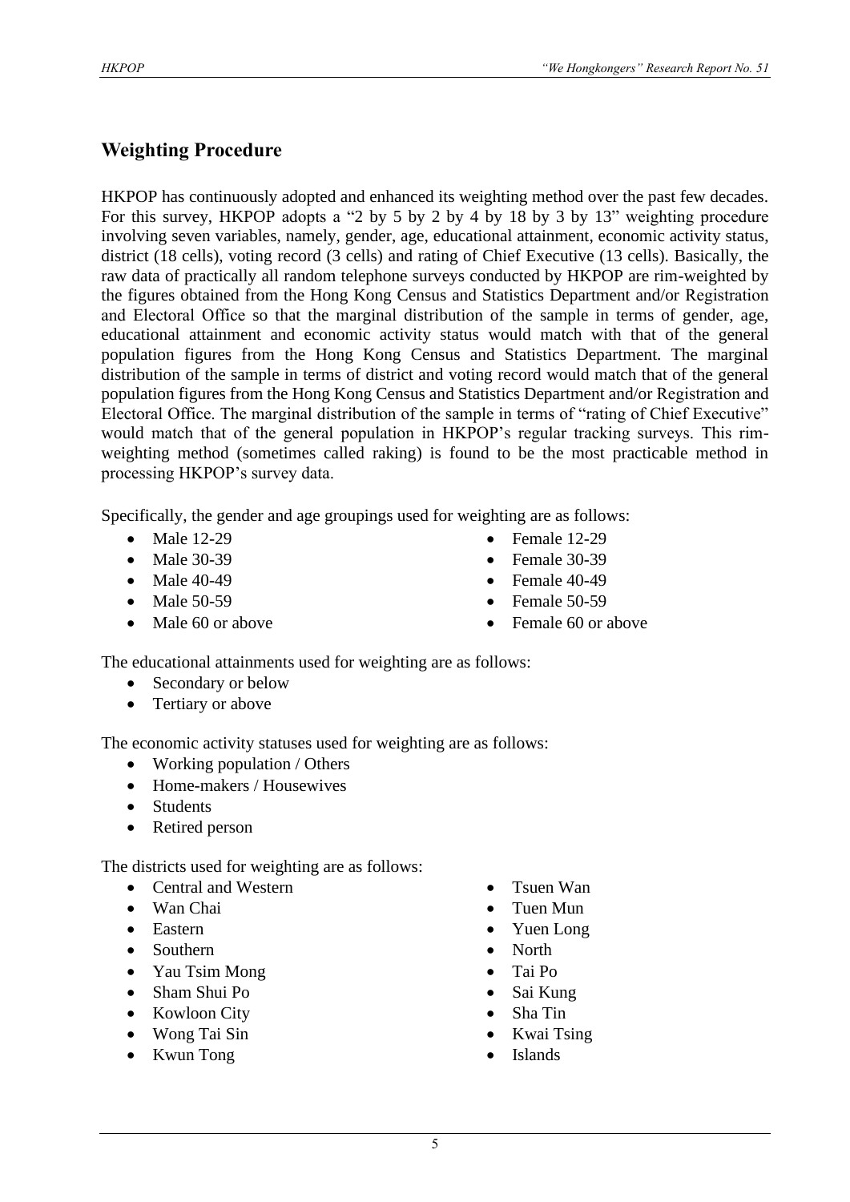## Weighting Procedure

HKPOP has continuously adopted and enhanced its weighting method over the past few decades. For this survey, HKPOP adopts a "2 by 5 by 2 by 4 by 18 by 3 by 13" weighting procedure involving seven variables, namely, gender, age, educational attainment, economic activity status, district (18 cells), voting record (3 cells) and rating of Chief Executive (13 cells). Basically, the raw data of practically all random telephone surveys conducted by HKPOP are rim-weighted by the figures obtained from the Hong Kong Census and Statistics Department and/or Registration and Electoral Office so that the marginal distribution of the sample in terms of gender, age, educational attainment and economic activity status would match with that of the general population figures from the Hong Kong Census and Statistics Department. The marginal distribution of the sample in terms of district and voting record would match that of the general population figures from the Hong Kong Census and Statistics Department and/or Registration and Electoral Office. The marginal distribution of the sample in terms of "rating of Chief Executive" would match that of the general population in HKPOP's regular tracking surveys. This rim-weighting method (sometimes called raking) is found to be the most practicable method in processing HKPOP's survey data.

Specifically, the gender and age groupings used for weighting are as follows:

- Male 12-29
- Male 30-39
- Male 40-49
- Male 50-59
- Male 60 or above
- Female 12-29
- Female 30-39
- Female 40-49
- Female 50-59
- Female 60 or above

The educational attainments used for weighting are as follows:

- Secondary or below
- Tertiary or above

The economic activity statuses used for weighting are as follows:

- Working population / Others
- Home-makers / Housewives
- Students
- Retired person

The districts used for weighting are as follows:

- Central and Western
- Wan Chai
- Eastern
- Southern
- Yau Tsim Mong
- Sham Shui Po
- Kowloon City
- Wong Tai Sin
- Kwun Tong
- Tsuen Wan
- Tuen Mun
- Yuen Long
- North
- Tai Po
- Sai Kung
- Sha Tin
- Kwai Tsing
- Islands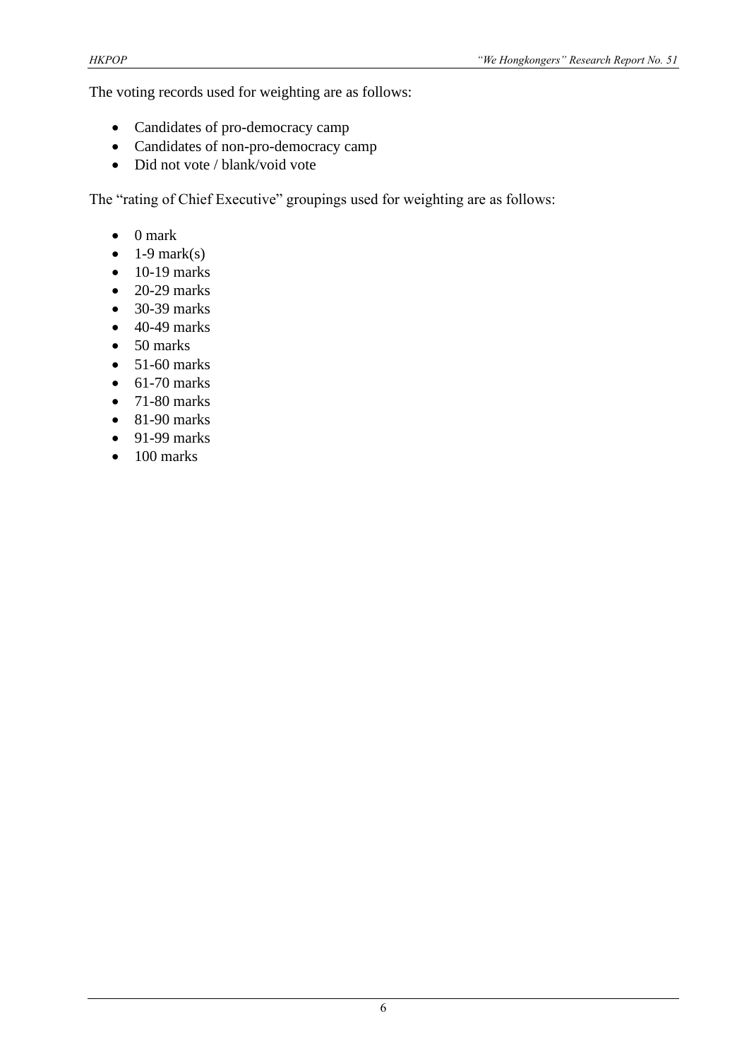The voting records used for weighting are as follows:

- Candidates of pro-democracy camp
- Candidates of non-pro-democracy camp
- Did not vote / blank/void vote

The "rating of Chief Executive" groupings used for weighting are as follows:

- 0 mark
- 1-9 mark(s)
- 10-19 marks
- 20-29 marks
- 30-39 marks
- 40-49 marks
- 50 marks
- 51-60 marks
- 61-70 marks
- 71-80 marks
- 81-90 marks
- 91-99 marks
- 100 marks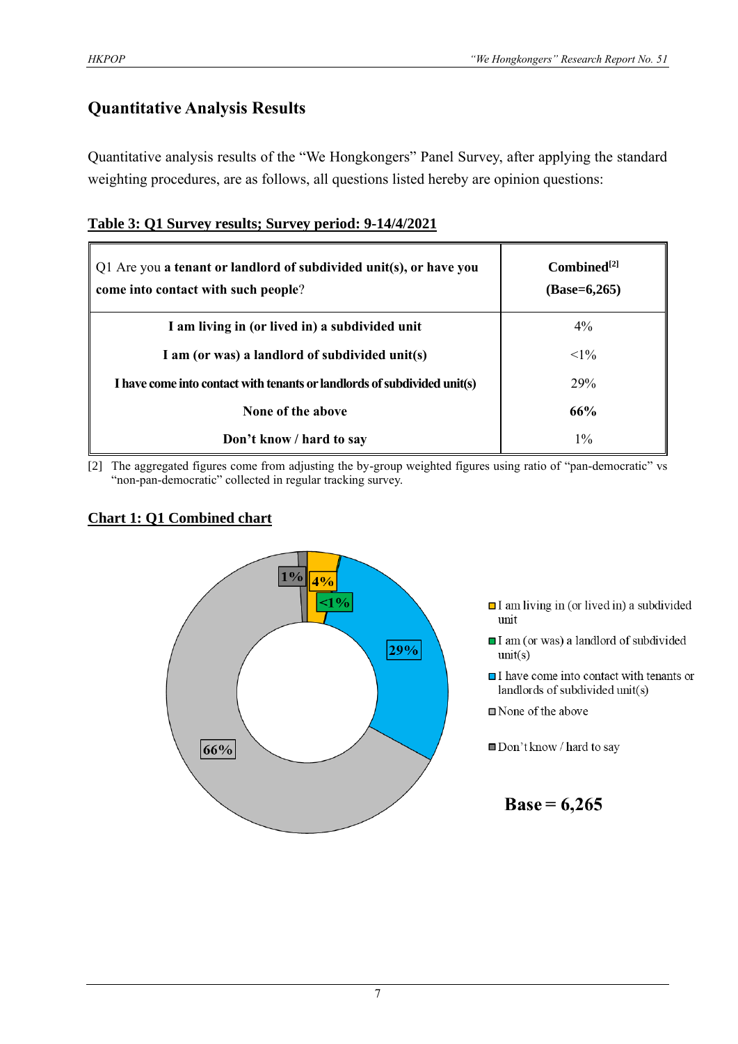## Quantitative Analysis Results

Quantitative analysis results of the "We Hongkongers" Panel Survey, after applying the standard weighting procedures, are as follows, all questions listed hereby are opinion questions:

**Table 3: Q1 Survey results; Survey period: 9-14/4/2021**

| Q1 Are you **a tenant or landlord of subdivided unit(s), or have you come into contact with such people**? | **Combined[2] (Base=6,265)** |
|---|---|
| **I am living in (or lived in) a subdivided unit** | 4% |
| **I am (or was) a landlord of subdivided unit(s)** | <1% |
| **I have come into contact with tenants or landlords of subdivided unit(s)** | 29% |
| **None of the above** | **66%** |
| **Don't know / hard to say** | 1% |

[2] The aggregated figures come from adjusting the by-group weighted figures using ratio of "pan-democratic" vs "non-pan-democratic" collected in regular tracking survey.

**Chart 1: Q1 Combined chart**

- I am living in (or lived in) a subdivided unit: 4%
- I am (or was) a landlord of subdivided unit(s): <1%
- I have come into contact with tenants or landlords of subdivided unit(s): 29%
- None of the above: 66%
- Don't know / hard to say: 1%

**Base = 6,265**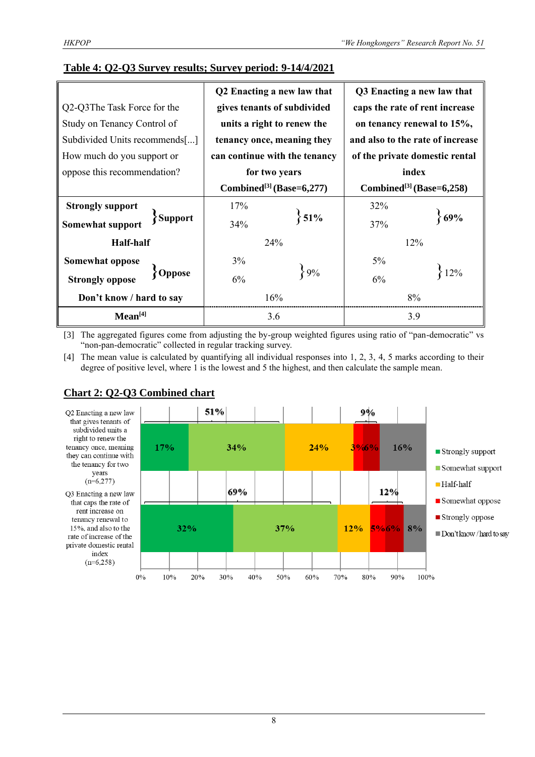**Table 4: Q2-Q3 Survey results; Survey period: 9-14/4/2021**

| Q2-Q3The Task Force for the Study on Tenancy Control of Subdivided Units recommends[...] How much do you support or oppose this recommendation? | | Q2 Enacting a new law that gives tenants of subdivided units a right to renew the tenancy once, meaning they can continue with the tenancy for two years Combined[3] (Base=6,277) | | Q3 Enacting a new law that caps the rate of rent increase on tenancy renewal to 15%, and also to the rate of increase of the private domestic rental index Combined[3] (Base=6,258) | |
|---|---|---|---|---|---|
| **Strongly support** | **Support** | 17% | **51%** | 32% | **69%** |
| **Somewhat support** | | 34% | | 37% | |
| **Half-half** | | 24% | | 12% | |
| **Somewhat oppose** | **Oppose** | 3% | 9% | 5% | 12% |
| **Strongly oppose** | | 6% | | 6% | |
| **Don't know / hard to say** | | 16% | | 8% | |
| **Mean[4]** | | 3.6 | | 3.9 | |

[3] The aggregated figures come from adjusting the by-group weighted figures using ratio of "pan-democratic" vs "non-pan-democratic" collected in regular tracking survey.

[4] The mean value is calculated by quantifying all individual responses into 1, 2, 3, 4, 5 marks according to their degree of positive level, where 1 is the lowest and 5 the highest, and then calculate the sample mean.

**Chart 2: Q2-Q3 Combined chart**

| | Strongly support | Somewhat support | Half-half | Somewhat oppose | Strongly oppose | Don't know / hard to say |
|---|---|---|---|---|---|---|
| Q2 Enacting a new law that gives tenants of subdivided units a right to renew the tenancy once, meaning they can continue with the tenancy for two years (n=6,277) | 17% | 34% | 24% | 3% | 6% | 16% |
| Q3 Enacting a new law that caps the rate of rent increase on tenancy renewal to 15%, and also to the rate of increase of the private domestic rental index (n=6,258) | 32% | 37% | 12% | 5% | 6% | 8% |

Q2: Support 51%, Oppose 9%. Q3: Support 69%, Oppose 12%.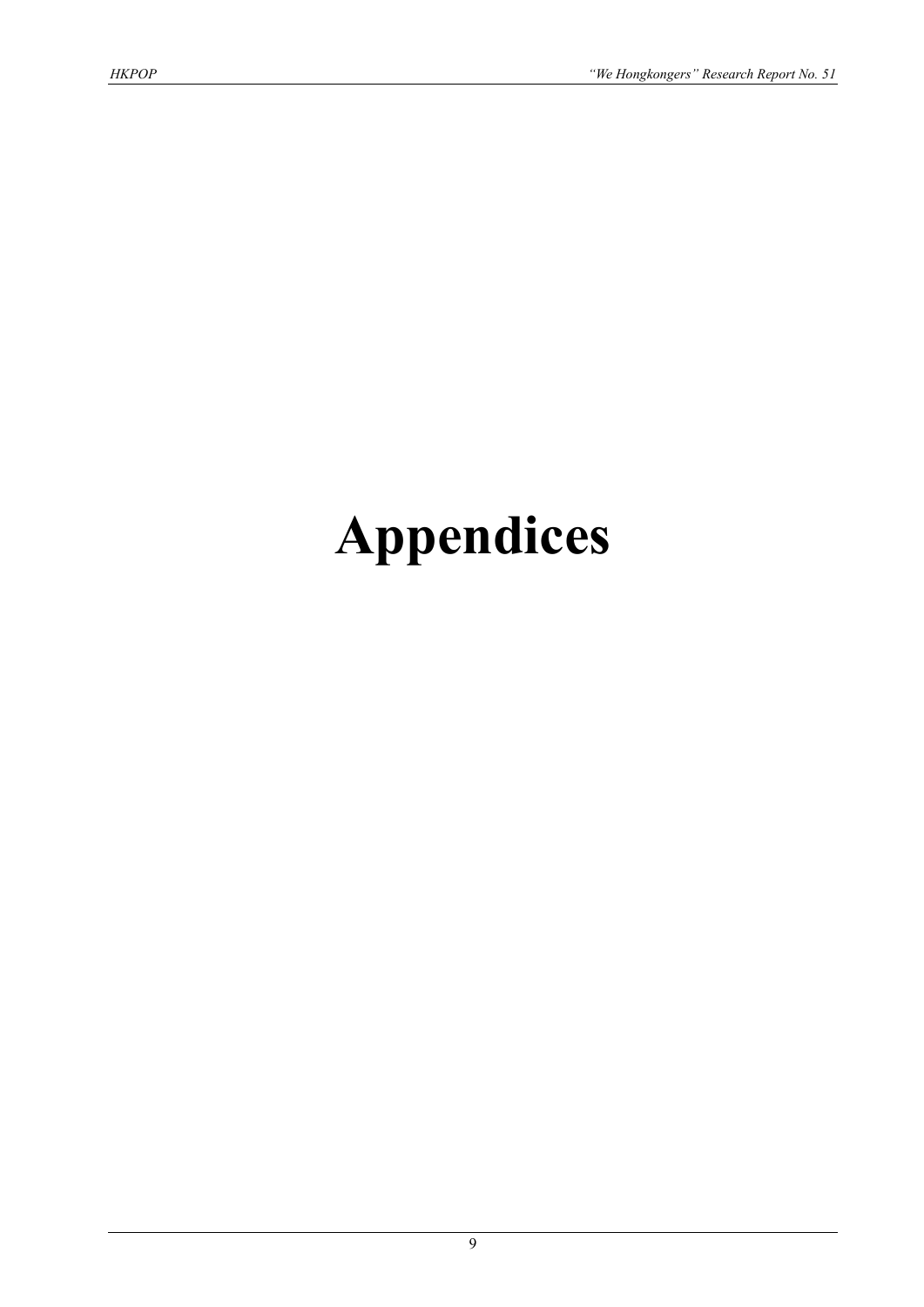# Appendices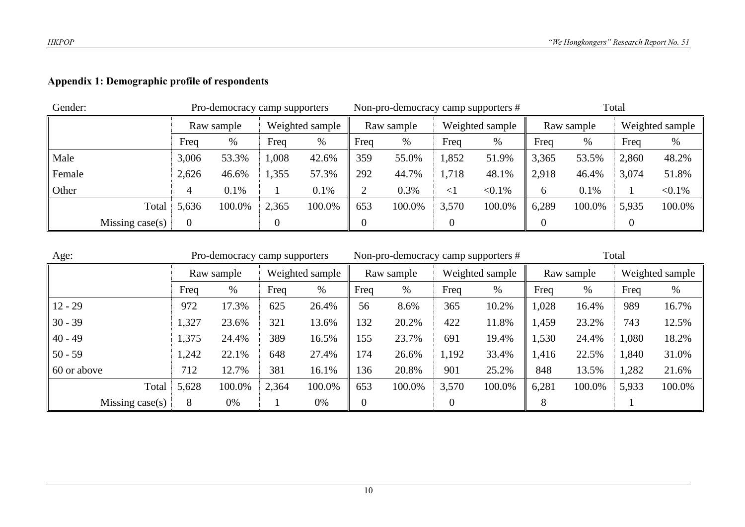## Appendix 1: Demographic profile of respondents

Gender:

| | Pro-democracy camp supporters | | | | Non-pro-democracy camp supporters # | | | | Total | | | |
|---|---|---|---|---|---|---|---|---|---|---|---|---|
| | Raw sample | | Weighted sample | | Raw sample | | Weighted sample | | Raw sample | | Weighted sample | |
| | Freq | % | Freq | % | Freq | % | Freq | % | Freq | % | Freq | % |
| Male | 3,006 | 53.3% | 1,008 | 42.6% | 359 | 55.0% | 1,852 | 51.9% | 3,365 | 53.5% | 2,860 | 48.2% |
| Female | 2,626 | 46.6% | 1,355 | 57.3% | 292 | 44.7% | 1,718 | 48.1% | 2,918 | 46.4% | 3,074 | 51.8% |
| Other | 4 | 0.1% | 1 | 0.1% | 2 | 0.3% | <1 | <0.1% | 6 | 0.1% | 1 | <0.1% |
| Total | 5,636 | 100.0% | 2,365 | 100.0% | 653 | 100.0% | 3,570 | 100.0% | 6,289 | 100.0% | 5,935 | 100.0% |
| Missing case(s) | 0 | | 0 | | 0 | | 0 | | 0 | | 0 | |

Age:

| | Pro-democracy camp supporters | | | | Non-pro-democracy camp supporters # | | | | Total | | | |
|---|---|---|---|---|---|---|---|---|---|---|---|---|
| | Raw sample | | Weighted sample | | Raw sample | | Weighted sample | | Raw sample | | Weighted sample | |
| | Freq | % | Freq | % | Freq | % | Freq | % | Freq | % | Freq | % |
| 12 - 29 | 972 | 17.3% | 625 | 26.4% | 56 | 8.6% | 365 | 10.2% | 1,028 | 16.4% | 989 | 16.7% |
| 30 - 39 | 1,327 | 23.6% | 321 | 13.6% | 132 | 20.2% | 422 | 11.8% | 1,459 | 23.2% | 743 | 12.5% |
| 40 - 49 | 1,375 | 24.4% | 389 | 16.5% | 155 | 23.7% | 691 | 19.4% | 1,530 | 24.4% | 1,080 | 18.2% |
| 50 - 59 | 1,242 | 22.1% | 648 | 27.4% | 174 | 26.6% | 1,192 | 33.4% | 1,416 | 22.5% | 1,840 | 31.0% |
| 60 or above | 712 | 12.7% | 381 | 16.1% | 136 | 20.8% | 901 | 25.2% | 848 | 13.5% | 1,282 | 21.6% |
| Total | 5,628 | 100.0% | 2,364 | 100.0% | 653 | 100.0% | 3,570 | 100.0% | 6,281 | 100.0% | 5,933 | 100.0% |
| Missing case(s) | 8 | 0% | 1 | 0% | 0 | | 0 | | 8 | | 1 | |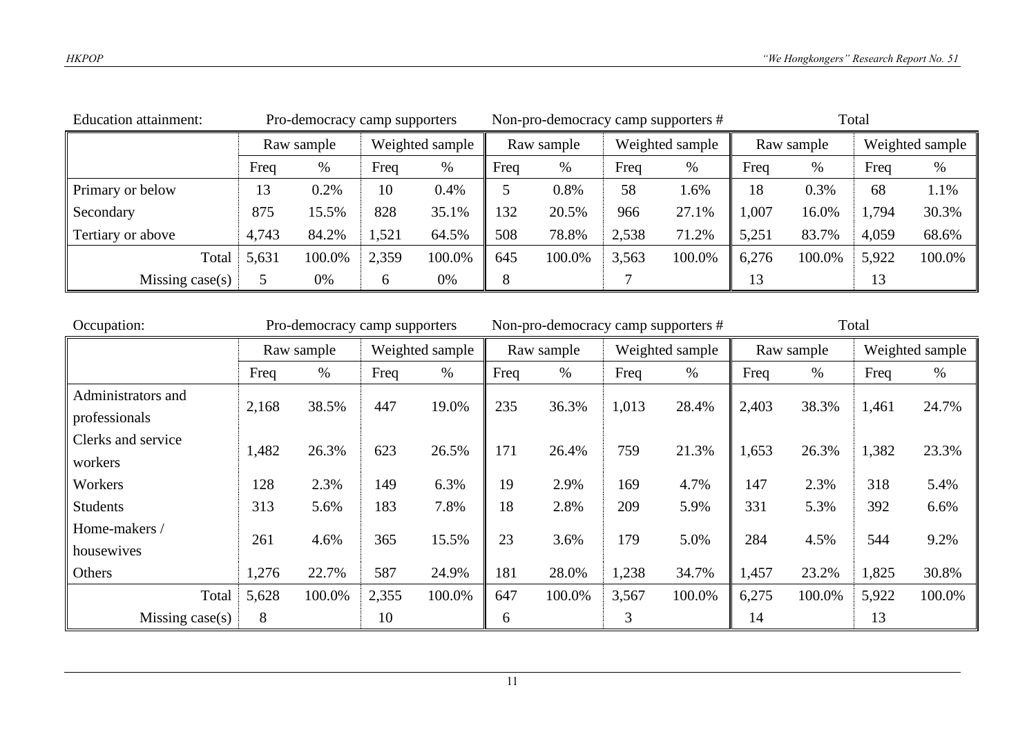Education attainment:

| | Pro-democracy camp supporters | | | | Non-pro-democracy camp supporters # | | | | Total | | | |
|---|---|---|---|---|---|---|---|---|---|---|---|---|
| | Raw sample | | Weighted sample | | Raw sample | | Weighted sample | | Raw sample | | Weighted sample | |
| | Freq | % | Freq | % | Freq | % | Freq | % | Freq | % | Freq | % |
| Primary or below | 13 | 0.2% | 10 | 0.4% | 5 | 0.8% | 58 | 1.6% | 18 | 0.3% | 68 | 1.1% |
| Secondary | 875 | 15.5% | 828 | 35.1% | 132 | 20.5% | 966 | 27.1% | 1,007 | 16.0% | 1,794 | 30.3% |
| Tertiary or above | 4,743 | 84.2% | 1,521 | 64.5% | 508 | 78.8% | 2,538 | 71.2% | 5,251 | 83.7% | 4,059 | 68.6% |
| Total | 5,631 | 100.0% | 2,359 | 100.0% | 645 | 100.0% | 3,563 | 100.0% | 6,276 | 100.0% | 5,922 | 100.0% |
| Missing case(s) | 5 | 0% | 6 | 0% | 8 | | 7 | | 13 | | 13 | |

Occupation:

| | Pro-democracy camp supporters | | | | Non-pro-democracy camp supporters # | | | | Total | | | |
|---|---|---|---|---|---|---|---|---|---|---|---|---|
| | Raw sample | | Weighted sample | | Raw sample | | Weighted sample | | Raw sample | | Weighted sample | |
| | Freq | % | Freq | % | Freq | % | Freq | % | Freq | % | Freq | % |
| Administrators and professionals | 2,168 | 38.5% | 447 | 19.0% | 235 | 36.3% | 1,013 | 28.4% | 2,403 | 38.3% | 1,461 | 24.7% |
| Clerks and service workers | 1,482 | 26.3% | 623 | 26.5% | 171 | 26.4% | 759 | 21.3% | 1,653 | 26.3% | 1,382 | 23.3% |
| Workers | 128 | 2.3% | 149 | 6.3% | 19 | 2.9% | 169 | 4.7% | 147 | 2.3% | 318 | 5.4% |
| Students | 313 | 5.6% | 183 | 7.8% | 18 | 2.8% | 209 | 5.9% | 331 | 5.3% | 392 | 6.6% |
| Home-makers / housewives | 261 | 4.6% | 365 | 15.5% | 23 | 3.6% | 179 | 5.0% | 284 | 4.5% | 544 | 9.2% |
| Others | 1,276 | 22.7% | 587 | 24.9% | 181 | 28.0% | 1,238 | 34.7% | 1,457 | 23.2% | 1,825 | 30.8% |
| Total | 5,628 | 100.0% | 2,355 | 100.0% | 647 | 100.0% | 3,567 | 100.0% | 6,275 | 100.0% | 5,922 | 100.0% |
| Missing case(s) | 8 | | 10 | | 6 | | 3 | | 14 | | 13 | |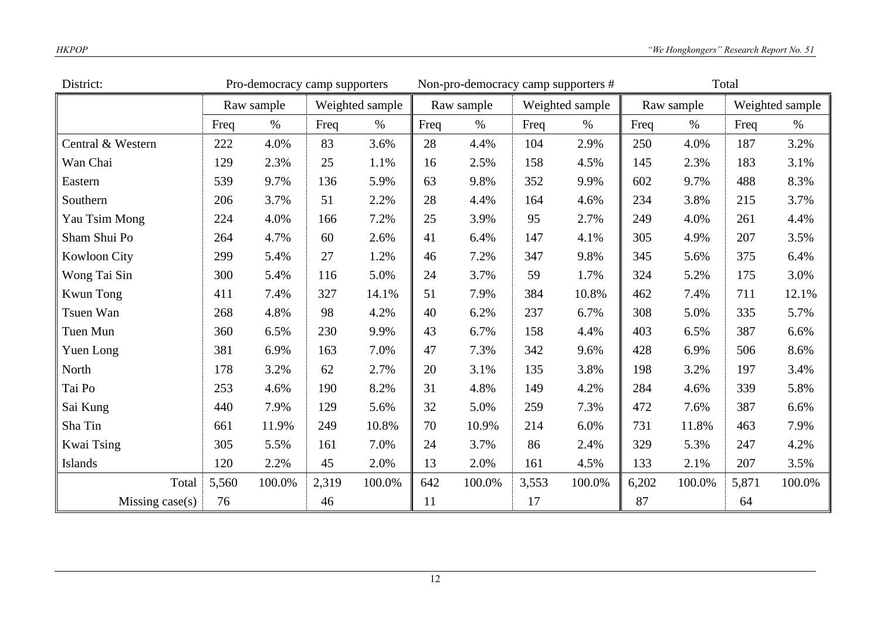| District: | Pro-democracy camp supporters | | | | Non-pro-democracy camp supporters # | | | | Total | | | |
|---|---|---|---|---|---|---|---|---|---|---|---|---|
| | Raw sample | | Weighted sample | | Raw sample | | Weighted sample | | Raw sample | | Weighted sample | |
| | Freq | % | Freq | % | Freq | % | Freq | % | Freq | % | Freq | % |
| Central & Western | 222 | 4.0% | 83 | 3.6% | 28 | 4.4% | 104 | 2.9% | 250 | 4.0% | 187 | 3.2% |
| Wan Chai | 129 | 2.3% | 25 | 1.1% | 16 | 2.5% | 158 | 4.5% | 145 | 2.3% | 183 | 3.1% |
| Eastern | 539 | 9.7% | 136 | 5.9% | 63 | 9.8% | 352 | 9.9% | 602 | 9.7% | 488 | 8.3% |
| Southern | 206 | 3.7% | 51 | 2.2% | 28 | 4.4% | 164 | 4.6% | 234 | 3.8% | 215 | 3.7% |
| Yau Tsim Mong | 224 | 4.0% | 166 | 7.2% | 25 | 3.9% | 95 | 2.7% | 249 | 4.0% | 261 | 4.4% |
| Sham Shui Po | 264 | 4.7% | 60 | 2.6% | 41 | 6.4% | 147 | 4.1% | 305 | 4.9% | 207 | 3.5% |
| Kowloon City | 299 | 5.4% | 27 | 1.2% | 46 | 7.2% | 347 | 9.8% | 345 | 5.6% | 375 | 6.4% |
| Wong Tai Sin | 300 | 5.4% | 116 | 5.0% | 24 | 3.7% | 59 | 1.7% | 324 | 5.2% | 175 | 3.0% |
| Kwun Tong | 411 | 7.4% | 327 | 14.1% | 51 | 7.9% | 384 | 10.8% | 462 | 7.4% | 711 | 12.1% |
| Tsuen Wan | 268 | 4.8% | 98 | 4.2% | 40 | 6.2% | 237 | 6.7% | 308 | 5.0% | 335 | 5.7% |
| Tuen Mun | 360 | 6.5% | 230 | 9.9% | 43 | 6.7% | 158 | 4.4% | 403 | 6.5% | 387 | 6.6% |
| Yuen Long | 381 | 6.9% | 163 | 7.0% | 47 | 7.3% | 342 | 9.6% | 428 | 6.9% | 506 | 8.6% |
| North | 178 | 3.2% | 62 | 2.7% | 20 | 3.1% | 135 | 3.8% | 198 | 3.2% | 197 | 3.4% |
| Tai Po | 253 | 4.6% | 190 | 8.2% | 31 | 4.8% | 149 | 4.2% | 284 | 4.6% | 339 | 5.8% |
| Sai Kung | 440 | 7.9% | 129 | 5.6% | 32 | 5.0% | 259 | 7.3% | 472 | 7.6% | 387 | 6.6% |
| Sha Tin | 661 | 11.9% | 249 | 10.8% | 70 | 10.9% | 214 | 6.0% | 731 | 11.8% | 463 | 7.9% |
| Kwai Tsing | 305 | 5.5% | 161 | 7.0% | 24 | 3.7% | 86 | 2.4% | 329 | 5.3% | 247 | 4.2% |
| Islands | 120 | 2.2% | 45 | 2.0% | 13 | 2.0% | 161 | 4.5% | 133 | 2.1% | 207 | 3.5% |
| Total | 5,560 | 100.0% | 2,319 | 100.0% | 642 | 100.0% | 3,553 | 100.0% | 6,202 | 100.0% | 5,871 | 100.0% |
| Missing case(s) | 76 | | 46 | | 11 | | 17 | | 87 | | 64 | |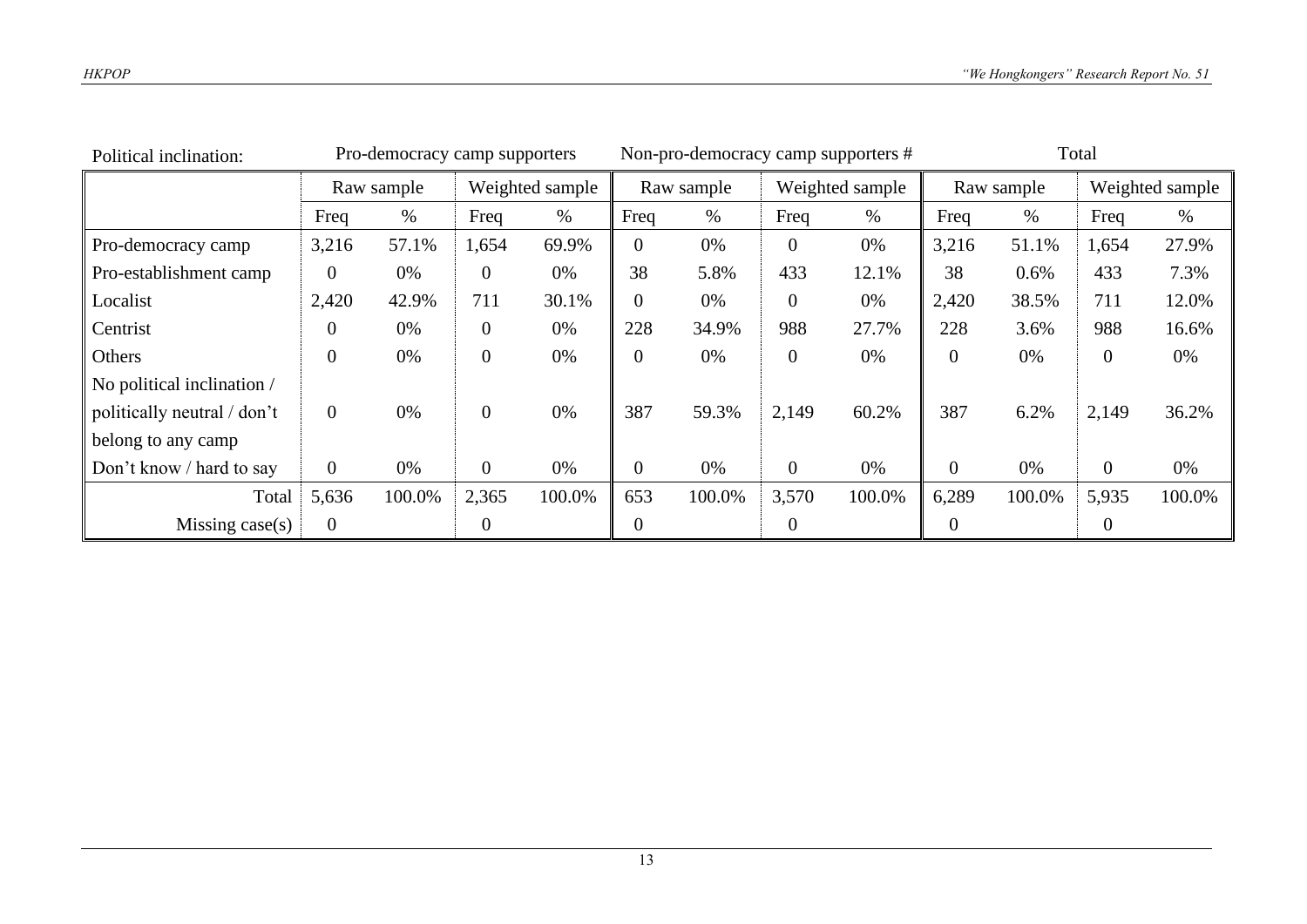| Political inclination: | Pro-democracy camp supporters | | | | Non-pro-democracy camp supporters # | | | | Total | | | |
|---|---|---|---|---|---|---|---|---|---|---|---|---|
| | Raw sample | | Weighted sample | | Raw sample | | Weighted sample | | Raw sample | | Weighted sample | |
| | Freq | % | Freq | % | Freq | % | Freq | % | Freq | % | Freq | % |
| Pro-democracy camp | 3,216 | 57.1% | 1,654 | 69.9% | 0 | 0% | 0 | 0% | 3,216 | 51.1% | 1,654 | 27.9% |
| Pro-establishment camp | 0 | 0% | 0 | 0% | 38 | 5.8% | 433 | 12.1% | 38 | 0.6% | 433 | 7.3% |
| Localist | 2,420 | 42.9% | 711 | 30.1% | 0 | 0% | 0 | 0% | 2,420 | 38.5% | 711 | 12.0% |
| Centrist | 0 | 0% | 0 | 0% | 228 | 34.9% | 988 | 27.7% | 228 | 3.6% | 988 | 16.6% |
| Others | 0 | 0% | 0 | 0% | 0 | 0% | 0 | 0% | 0 | 0% | 0 | 0% |
| No political inclination / politically neutral / don't belong to any camp | 0 | 0% | 0 | 0% | 387 | 59.3% | 2,149 | 60.2% | 387 | 6.2% | 2,149 | 36.2% |
| Don't know / hard to say | 0 | 0% | 0 | 0% | 0 | 0% | 0 | 0% | 0 | 0% | 0 | 0% |
| Total | 5,636 | 100.0% | 2,365 | 100.0% | 653 | 100.0% | 3,570 | 100.0% | 6,289 | 100.0% | 5,935 | 100.0% |
| Missing case(s) | 0 | | 0 | | 0 | | 0 | | 0 | | 0 | |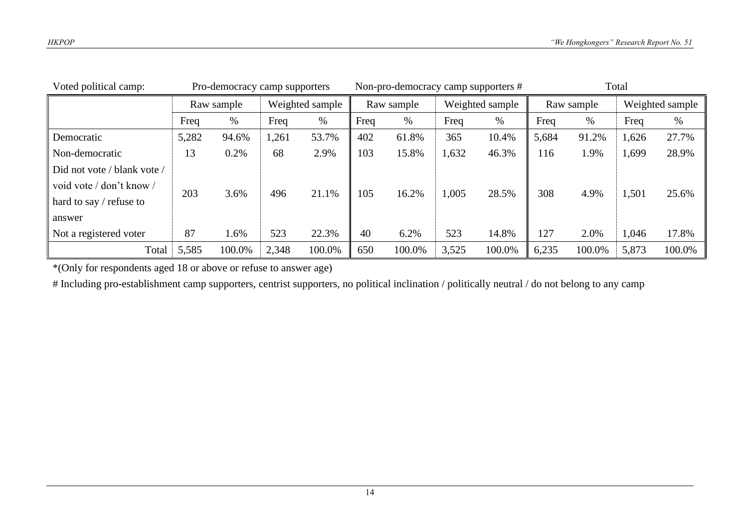| Voted political camp: | Pro-democracy camp supporters | | | | Non-pro-democracy camp supporters # | | | | Total | | | |
|---|---|---|---|---|---|---|---|---|---|---|---|---|
| | Raw sample | | Weighted sample | | Raw sample | | Weighted sample | | Raw sample | | Weighted sample | |
| | Freq | % | Freq | % | Freq | % | Freq | % | Freq | % | Freq | % |
| Democratic | 5,282 | 94.6% | 1,261 | 53.7% | 402 | 61.8% | 365 | 10.4% | 5,684 | 91.2% | 1,626 | 27.7% |
| Non-democratic | 13 | 0.2% | 68 | 2.9% | 103 | 15.8% | 1,632 | 46.3% | 116 | 1.9% | 1,699 | 28.9% |
| Did not vote / blank vote / void vote / don't know / hard to say / refuse to answer | 203 | 3.6% | 496 | 21.1% | 105 | 16.2% | 1,005 | 28.5% | 308 | 4.9% | 1,501 | 25.6% |
| Not a registered voter | 87 | 1.6% | 523 | 22.3% | 40 | 6.2% | 523 | 14.8% | 127 | 2.0% | 1,046 | 17.8% |
| Total | 5,585 | 100.0% | 2,348 | 100.0% | 650 | 100.0% | 3,525 | 100.0% | 6,235 | 100.0% | 5,873 | 100.0% |

*(Only for respondents aged 18 or above or refuse to answer age)

# Including pro-establishment camp supporters, centrist supporters, no political inclination / politically neutral / do not belong to any camp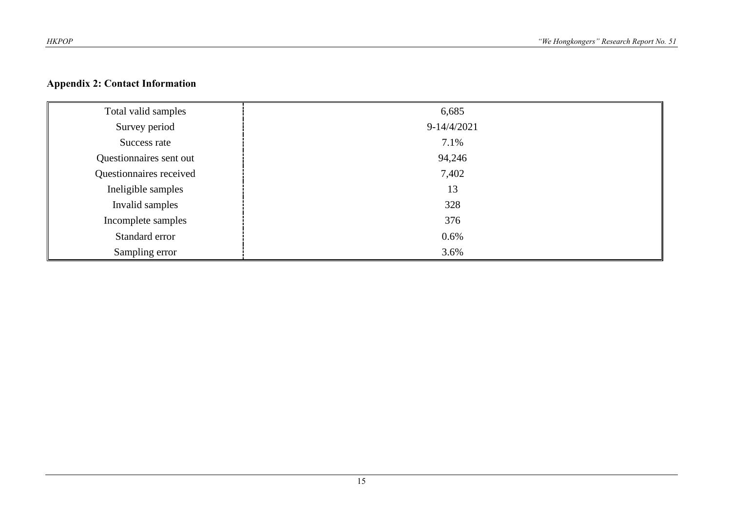## Appendix 2: Contact Information

| | |
|---|---|
| Total valid samples | 6,685 |
| Survey period | 9-14/4/2021 |
| Success rate | 7.1% |
| Questionnaires sent out | 94,246 |
| Questionnaires received | 7,402 |
| Ineligible samples | 13 |
| Invalid samples | 328 |
| Incomplete samples | 376 |
| Standard error | 0.6% |
| Sampling error | 3.6% |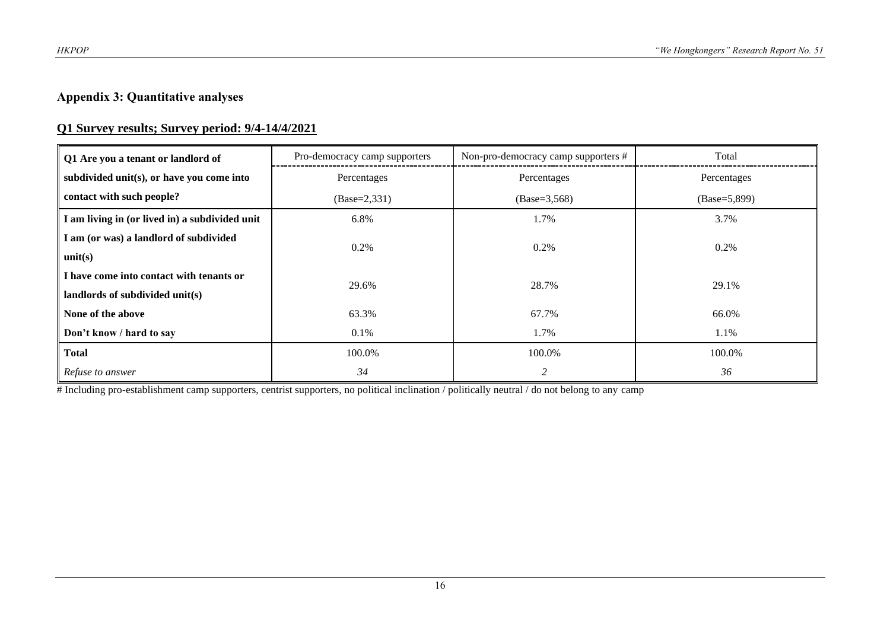## Appendix 3: Quantitative analyses

### Q1 Survey results; Survey period: 9/4-14/4/2021

| **Q1 Are you a tenant or landlord of subdivided unit(s), or have you come into contact with such people?** | Pro-democracy camp supporters<br>Percentages<br>(Base=2,331) | Non-pro-democracy camp supporters #<br>Percentages<br>(Base=3,568) | Total<br>Percentages<br>(Base=5,899) |
|---|---|---|---|
| **I am living in (or lived in) a subdivided unit** | 6.8% | 1.7% | 3.7% |
| **I am (or was) a landlord of subdivided unit(s)** | 0.2% | 0.2% | 0.2% |
| **I have come into contact with tenants or landlords of subdivided unit(s)** | 29.6% | 28.7% | 29.1% |
| **None of the above** | 63.3% | 67.7% | 66.0% |
| **Don't know / hard to say** | 0.1% | 1.7% | 1.1% |
| **Total** | 100.0% | 100.0% | 100.0% |
| *Refuse to answer* | *34* | *2* | *36* |

# Including pro-establishment camp supporters, centrist supporters, no political inclination / politically neutral / do not belong to any camp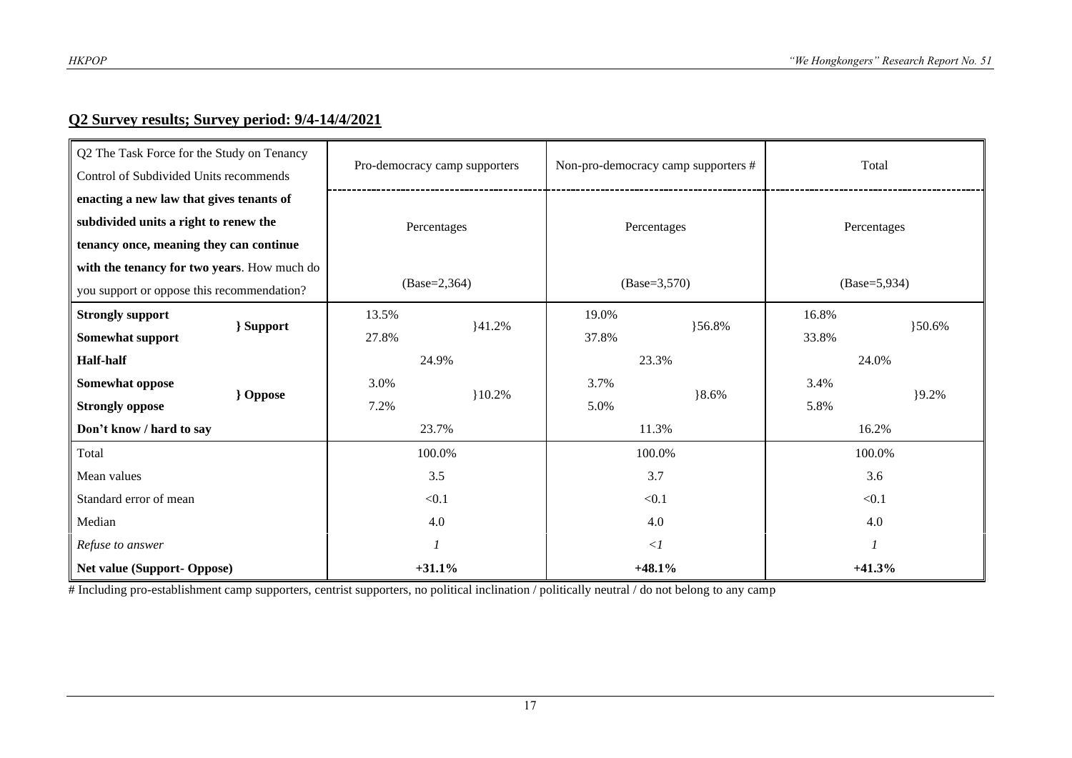## Q2 Survey results; Survey period: 9/4-14/4/2021

| Q2 The Task Force for the Study on Tenancy Control of Subdivided Units recommends **enacting a new law that gives tenants of subdivided units a right to renew the tenancy once, meaning they can continue with the tenancy for two years**. How much do you support or oppose this recommendation? | | Pro-democracy camp supporters | | Non-pro-democracy camp supporters # | | Total | |
|---|---|---|---|---|---|---|---|
| | | Percentages | | Percentages | | Percentages | |
| | | (Base=2,364) | | (Base=3,570) | | (Base=5,934) | |
| **Strongly support** | **} Support** | 13.5% | }41.2% | 19.0% | }56.8% | 16.8% | }50.6% |
| **Somewhat support** | | 27.8% | | 37.8% | | 33.8% | |
| **Half-half** | | 24.9% | | 23.3% | | 24.0% | |
| **Somewhat oppose** | **} Oppose** | 3.0% | }10.2% | 3.7% | }8.6% | 3.4% | }9.2% |
| **Strongly oppose** | | 7.2% | | 5.0% | | 5.8% | |
| **Don't know / hard to say** | | 23.7% | | 11.3% | | 16.2% | |
| Total | | 100.0% | | 100.0% | | 100.0% | |
| Mean values | | 3.5 | | 3.7 | | 3.6 | |
| Standard error of mean | | <0.1 | | <0.1 | | <0.1 | |
| Median | | 4.0 | | 4.0 | | 4.0 | |
| *Refuse to answer* | | *1* | | *<1* | | *1* | |
| **Net value (Support- Oppose)** | | **+31.1%** | | **+48.1%** | | **+41.3%** | |

# Including pro-establishment camp supporters, centrist supporters, no political inclination / politically neutral / do not belong to any camp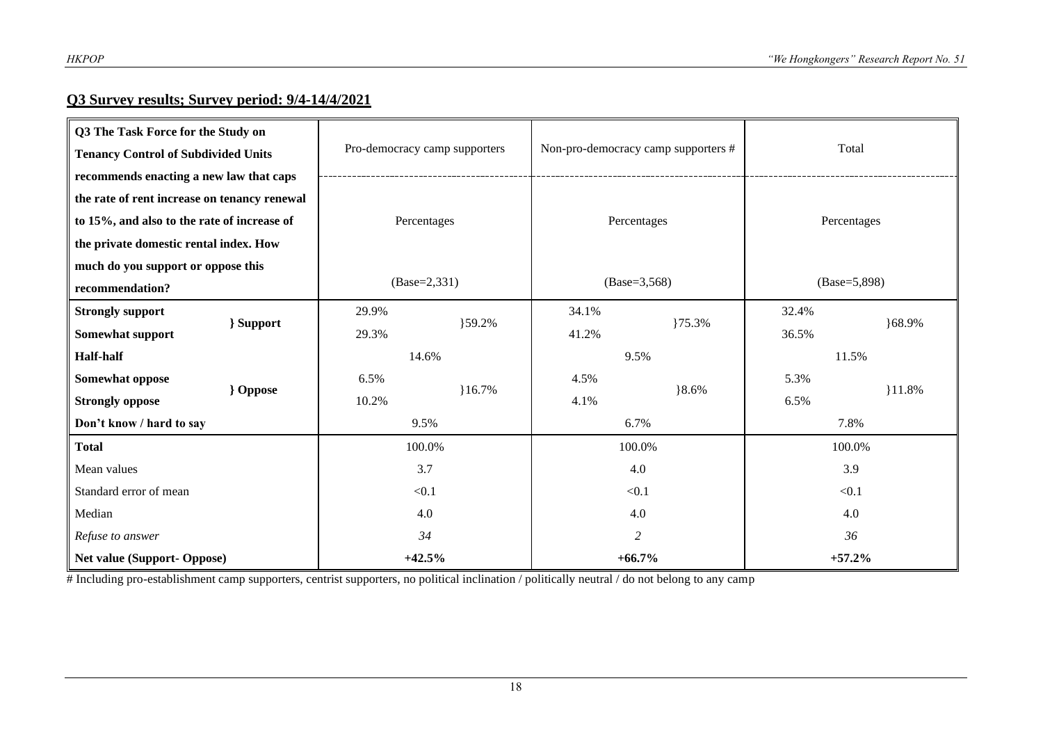## Q3 Survey results; Survey period: 9/4-14/4/2021

| Q3 The Task Force for the Study on Tenancy Control of Subdivided Units recommends enacting a new law that caps the rate of rent increase on tenancy renewal to 15%, and also to the rate of increase of the private domestic rental index. How much do you support or oppose this recommendation? | | Pro-democracy camp supporters | | Non-pro-democracy camp supporters # | | Total | |
|---|---|---|---|---|---|---|---|
| | | Percentages (Base=2,331) | | Percentages (Base=3,568) | | Percentages (Base=5,898) | |
| **Strongly support** | **} Support** | 29.9% | }59.2% | 34.1% | }75.3% | 32.4% | }68.9% |
| **Somewhat support** | | 29.3% | | 41.2% | | 36.5% | |
| **Half-half** | | 14.6% | | 9.5% | | 11.5% | |
| **Somewhat oppose** | **} Oppose** | 6.5% | }16.7% | 4.5% | }8.6% | 5.3% | }11.8% |
| **Strongly oppose** | | 10.2% | | 4.1% | | 6.5% | |
| **Don't know / hard to say** | | 9.5% | | 6.7% | | 7.8% | |
| **Total** | | 100.0% | | 100.0% | | 100.0% | |
| Mean values | | 3.7 | | 4.0 | | 3.9 | |
| Standard error of mean | | <0.1 | | <0.1 | | <0.1 | |
| Median | | 4.0 | | 4.0 | | 4.0 | |
| *Refuse to answer* | | *34* | | *2* | | *36* | |
| **Net value (Support- Oppose)** | | **+42.5%** | | **+66.7%** | | **+57.2%** | |

# Including pro-establishment camp supporters, centrist supporters, no political inclination / politically neutral / do not belong to any camp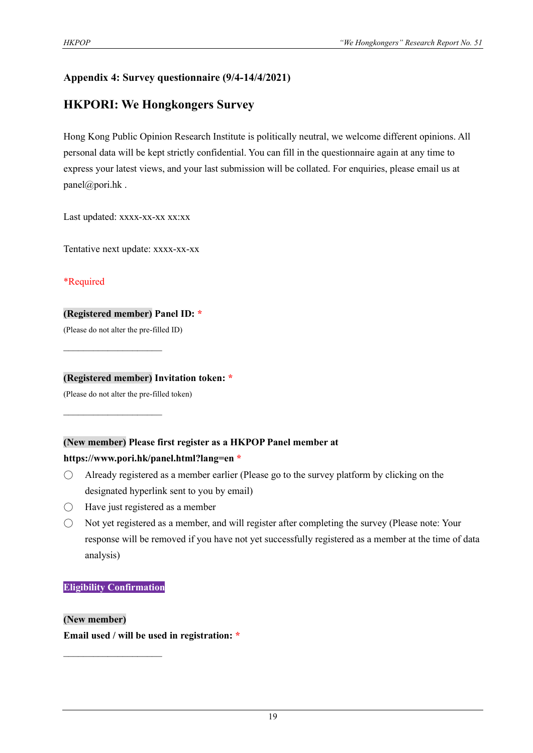## Appendix 4: Survey questionnaire (9/4-14/4/2021)

## HKPORI: We Hongkongers Survey

Hong Kong Public Opinion Research Institute is politically neutral, we welcome different opinions. All personal data will be kept strictly confidential. You can fill in the questionnaire again at any time to express your latest views, and your last submission will be collated. For enquiries, please email us at panel@pori.hk .

Last updated: xxxx-xx-xx xx:xx

Tentative next update: xxxx-xx-xx

*Required

**(Registered member) Panel ID: ***

(Please do not alter the pre-filled ID)

\_\_\_\_\_\_\_\_\_\_\_\_\_\_\_\_\_\_\_\_\_\_

**(Registered member) Invitation token: ***

(Please do not alter the pre-filled token)

\_\_\_\_\_\_\_\_\_\_\_\_\_\_\_\_\_\_\_\_\_\_

**(New member) Please first register as a HKPOP Panel member at https://www.pori.hk/panel.html?lang=en ***

- ◯ Already registered as a member earlier (Please go to the survey platform by clicking on the designated hyperlink sent to you by email)
- ◯ Have just registered as a member
- ◯ Not yet registered as a member, and will register after completing the survey (Please note: Your response will be removed if you have not yet successfully registered as a member at the time of data analysis)

**Eligibility Confirmation**

**(New member)**

**Email used / will be used in registration: ***

\_\_\_\_\_\_\_\_\_\_\_\_\_\_\_\_\_\_\_\_\_\_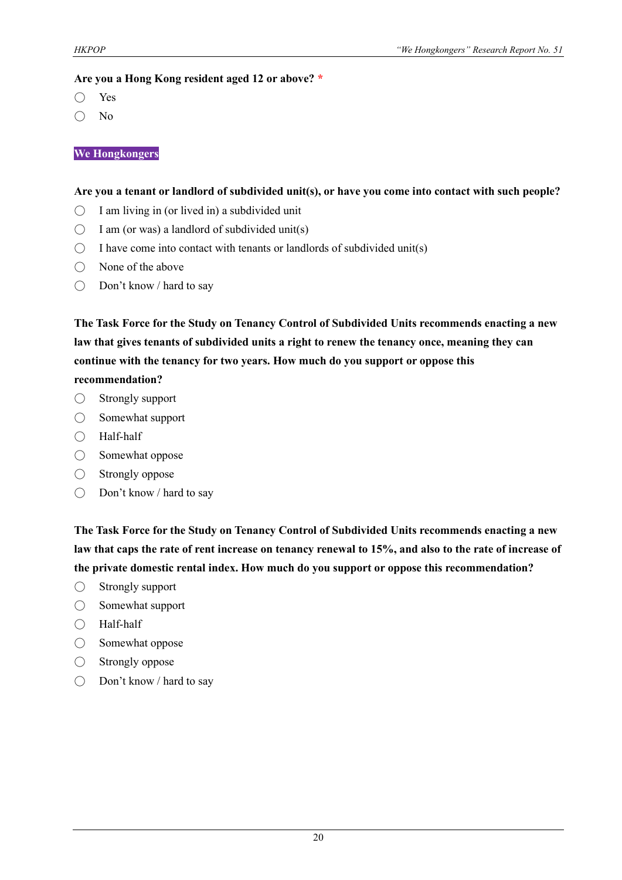**Are you a Hong Kong resident aged 12 or above?** *

◯ Yes

◯ No

**We Hongkongers**

**Are you a tenant or landlord of subdivided unit(s), or have you come into contact with such people?**

◯ I am living in (or lived in) a subdivided unit

◯ I am (or was) a landlord of subdivided unit(s)

◯ I have come into contact with tenants or landlords of subdivided unit(s)

◯ None of the above

◯ Don't know / hard to say

**The Task Force for the Study on Tenancy Control of Subdivided Units recommends enacting a new law that gives tenants of subdivided units a right to renew the tenancy once, meaning they can continue with the tenancy for two years. How much do you support or oppose this recommendation?**

◯ Strongly support

◯ Somewhat support

◯ Half-half

◯ Somewhat oppose

◯ Strongly oppose

◯ Don't know / hard to say

**The Task Force for the Study on Tenancy Control of Subdivided Units recommends enacting a new law that caps the rate of rent increase on tenancy renewal to 15%, and also to the rate of increase of the private domestic rental index. How much do you support or oppose this recommendation?**

◯ Strongly support

◯ Somewhat support

◯ Half-half

◯ Somewhat oppose

◯ Strongly oppose

◯ Don't know / hard to say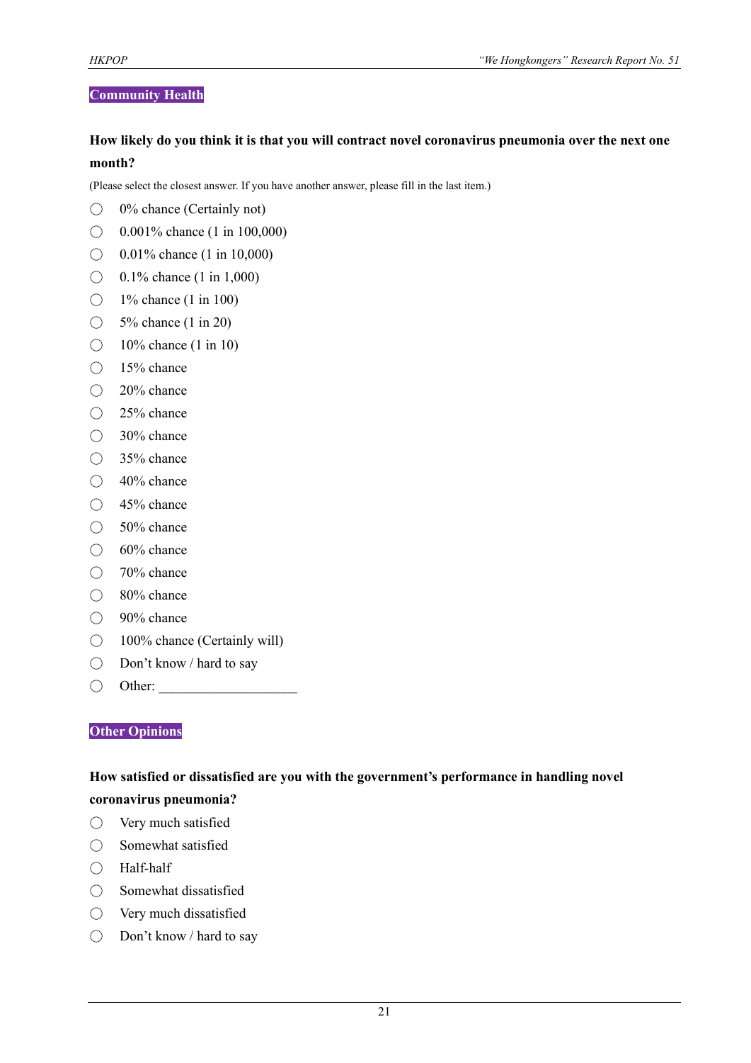## Community Health

**How likely do you think it is that you will contract novel coronavirus pneumonia over the next one month?**

(Please select the closest answer. If you have another answer, please fill in the last item.)

- ◯ 0% chance (Certainly not)
- ◯ 0.001% chance (1 in 100,000)
- ◯ 0.01% chance (1 in 10,000)
- ◯ 0.1% chance (1 in 1,000)
- ◯ 1% chance (1 in 100)
- ◯ 5% chance (1 in 20)
- ◯ 10% chance (1 in 10)
- ◯ 15% chance
- ◯ 20% chance
- ◯ 25% chance
- ◯ 30% chance
- ◯ 35% chance
- ◯ 40% chance
- ◯ 45% chance
- ◯ 50% chance
- ◯ 60% chance
- ◯ 70% chance
- ◯ 80% chance
- ◯ 90% chance
- ◯ 100% chance (Certainly will)
- ◯ Don't know / hard to say
- ◯ Other: ____________________

## Other Opinions

**How satisfied or dissatisfied are you with the government's performance in handling novel coronavirus pneumonia?**

- ◯ Very much satisfied
- ◯ Somewhat satisfied
- ◯ Half-half
- ◯ Somewhat dissatisfied
- ◯ Very much dissatisfied
- ◯ Don't know / hard to say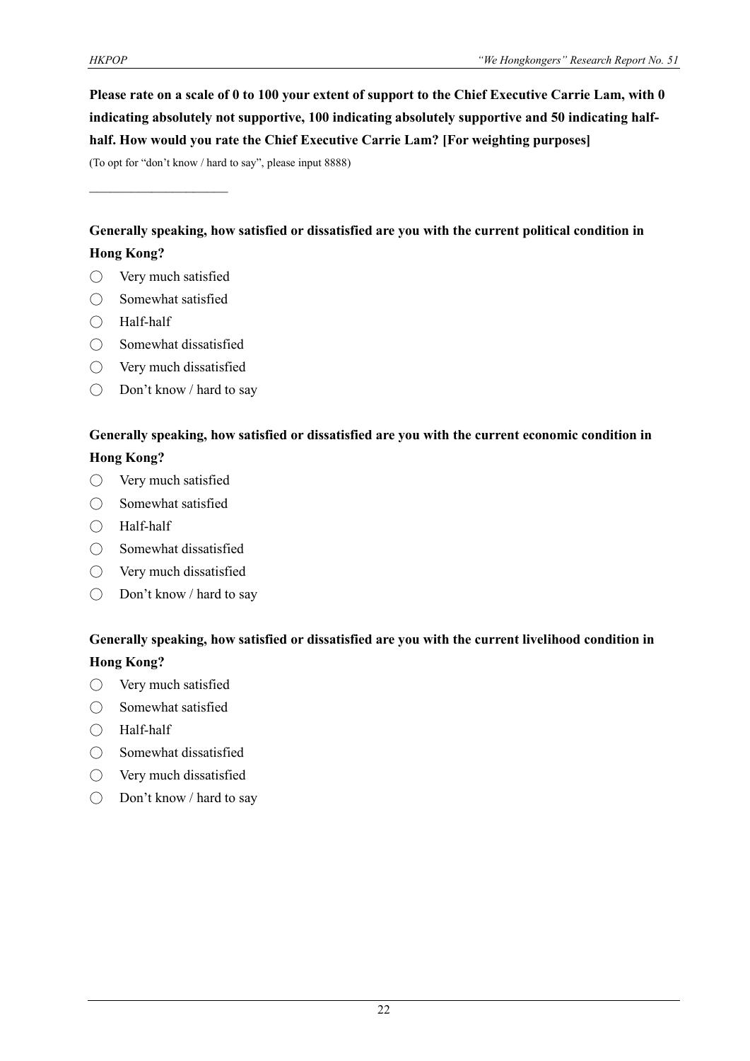**Please rate on a scale of 0 to 100 your extent of support to the Chief Executive Carrie Lam, with 0 indicating absolutely not supportive, 100 indicating absolutely supportive and 50 indicating half-half. How would you rate the Chief Executive Carrie Lam? [For weighting purposes]**

(To opt for "don't know / hard to say", please input 8888)

______________________

**Generally speaking, how satisfied or dissatisfied are you with the current political condition in Hong Kong?**

- ◯ Very much satisfied
- ◯ Somewhat satisfied
- ◯ Half-half
- ◯ Somewhat dissatisfied
- ◯ Very much dissatisfied
- ◯ Don't know / hard to say

**Generally speaking, how satisfied or dissatisfied are you with the current economic condition in Hong Kong?**

- ◯ Very much satisfied
- ◯ Somewhat satisfied
- ◯ Half-half
- ◯ Somewhat dissatisfied
- ◯ Very much dissatisfied
- ◯ Don't know / hard to say

**Generally speaking, how satisfied or dissatisfied are you with the current livelihood condition in Hong Kong?**

- ◯ Very much satisfied
- ◯ Somewhat satisfied
- ◯ Half-half
- ◯ Somewhat dissatisfied
- ◯ Very much dissatisfied
- ◯ Don't know / hard to say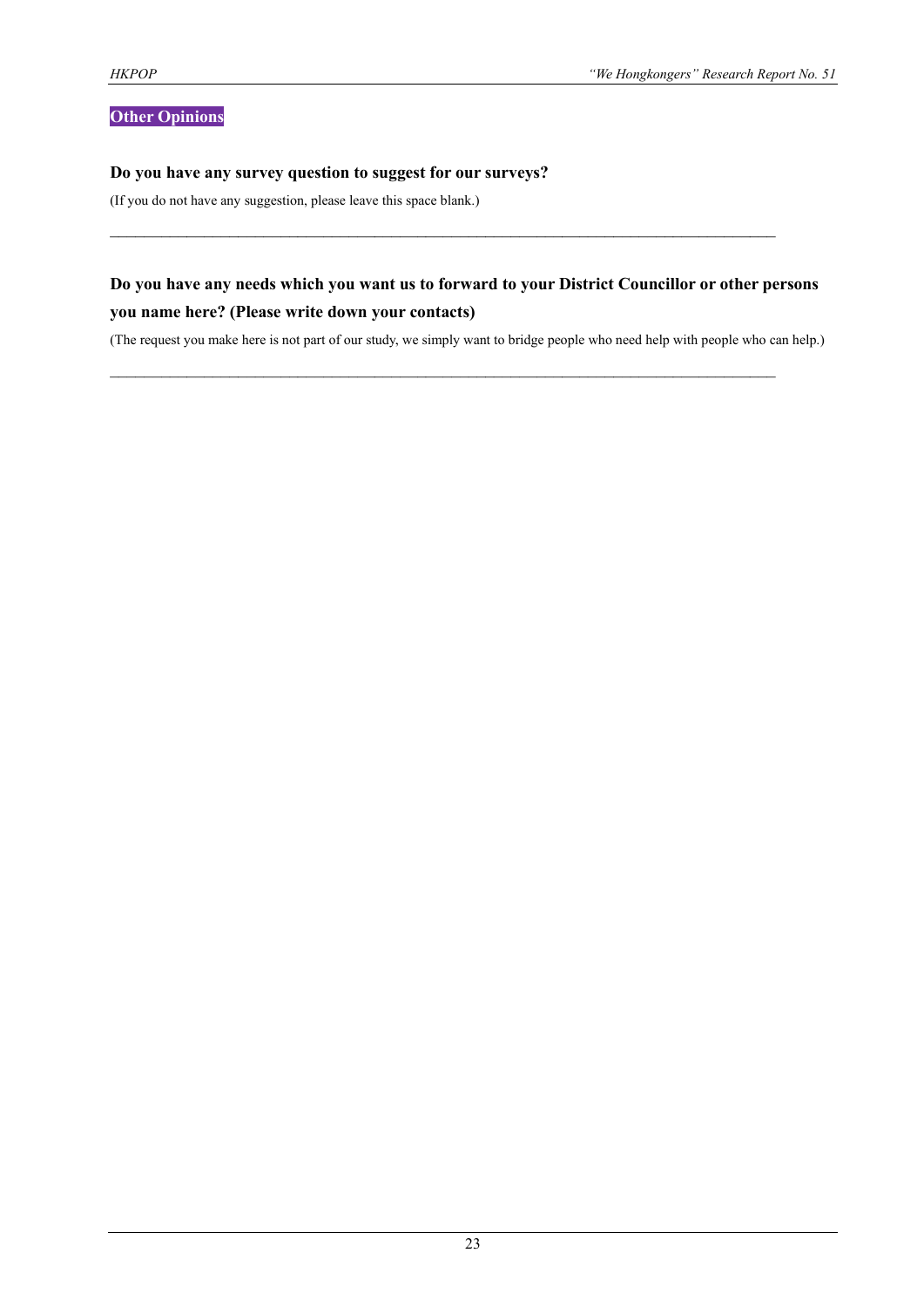## Other Opinions

**Do you have any survey question to suggest for our surveys?**

(If you do not have any suggestion, please leave this space blank.)

\_\_\_\_\_\_\_\_\_\_\_\_\_\_\_\_\_\_\_\_\_\_\_\_\_\_\_\_\_\_\_\_\_\_\_\_\_\_\_\_\_\_\_\_\_\_\_\_\_\_\_\_\_\_\_\_\_\_\_\_\_\_\_\_\_\_\_\_\_\_\_\_\_\_\_\_\_\_

**Do you have any needs which you want us to forward to your District Councillor or other persons you name here? (Please write down your contacts)**

(The request you make here is not part of our study, we simply want to bridge people who need help with people who can help.)

\_\_\_\_\_\_\_\_\_\_\_\_\_\_\_\_\_\_\_\_\_\_\_\_\_\_\_\_\_\_\_\_\_\_\_\_\_\_\_\_\_\_\_\_\_\_\_\_\_\_\_\_\_\_\_\_\_\_\_\_\_\_\_\_\_\_\_\_\_\_\_\_\_\_\_\_\_\_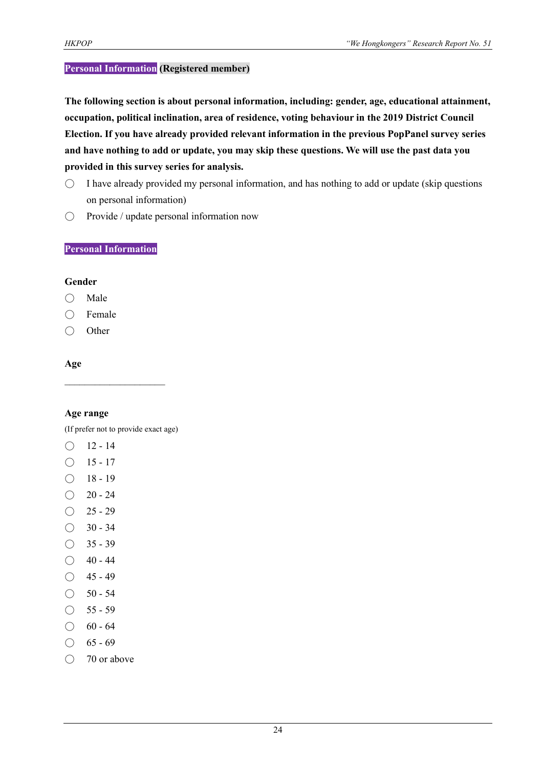**Personal Information (Registered member)**

**The following section is about personal information, including: gender, age, educational attainment, occupation, political inclination, area of residence, voting behaviour in the 2019 District Council Election. If you have already provided relevant information in the previous PopPanel survey series and have nothing to add or update, you may skip these questions. We will use the past data you provided in this survey series for analysis.**

- ◯ I have already provided my personal information, and has nothing to add or update (skip questions on personal information)
- ◯ Provide / update personal information now

**Personal Information**

**Gender**

- ◯ Male
- ◯ Female
- ◯ Other

**Age**

____________________

**Age range**

(If prefer not to provide exact age)

- ◯ 12 - 14
- ◯ 15 - 17
- ◯ 18 - 19
- ◯ 20 - 24
- ◯ 25 - 29
- ◯ 30 - 34
- ◯ 35 - 39
- ◯ 40 - 44
- ◯ 45 - 49
- ◯ 50 - 54
- ◯ 55 - 59
- ◯ 60 - 64
- ◯ 65 - 69
- ◯ 70 or above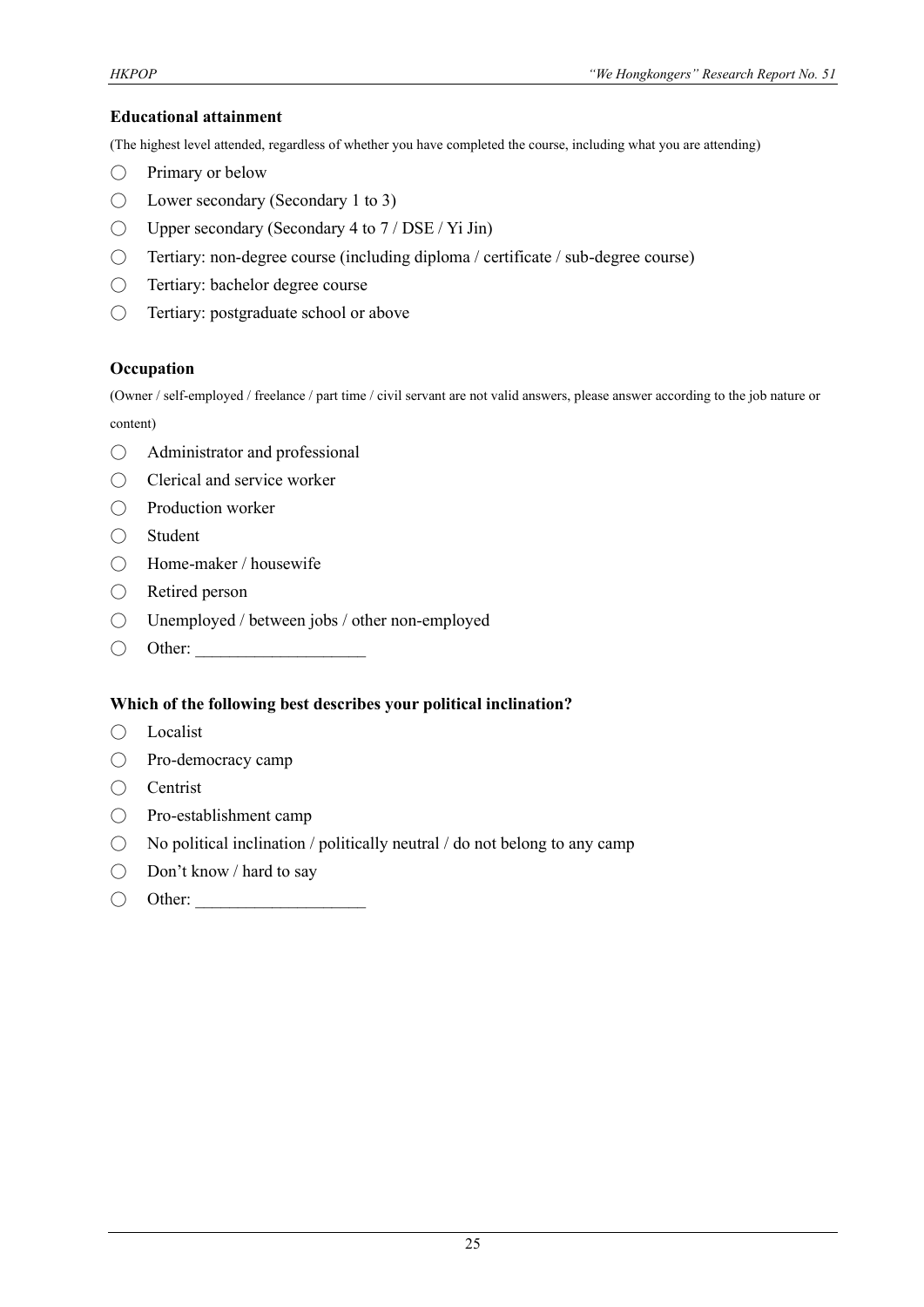**Educational attainment**

(The highest level attended, regardless of whether you have completed the course, including what you are attending)

- ◯ Primary or below
- ◯ Lower secondary (Secondary 1 to 3)
- ◯ Upper secondary (Secondary 4 to 7 / DSE / Yi Jin)
- ◯ Tertiary: non-degree course (including diploma / certificate / sub-degree course)
- ◯ Tertiary: bachelor degree course
- ◯ Tertiary: postgraduate school or above

**Occupation**

(Owner / self-employed / freelance / part time / civil servant are not valid answers, please answer according to the job nature or content)

- ◯ Administrator and professional
- ◯ Clerical and service worker
- ◯ Production worker
- ◯ Student
- ◯ Home-maker / housewife
- ◯ Retired person
- ◯ Unemployed / between jobs / other non-employed
- ◯ Other: ____________________

**Which of the following best describes your political inclination?**

- ◯ Localist
- ◯ Pro-democracy camp
- ◯ Centrist
- ◯ Pro-establishment camp
- ◯ No political inclination / politically neutral / do not belong to any camp
- ◯ Don't know / hard to say
- ◯ Other: ____________________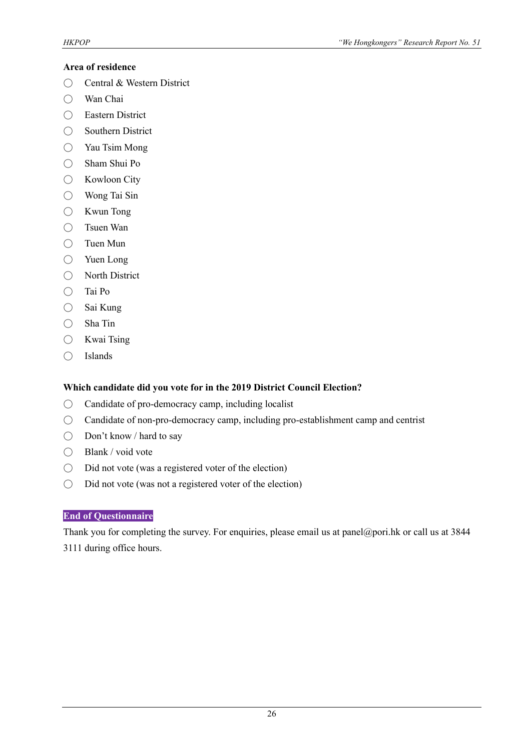**Area of residence**

- ◯ Central & Western District
- ◯ Wan Chai
- ◯ Eastern District
- ◯ Southern District
- ◯ Yau Tsim Mong
- ◯ Sham Shui Po
- ◯ Kowloon City
- ◯ Wong Tai Sin
- ◯ Kwun Tong
- ◯ Tsuen Wan
- ◯ Tuen Mun
- ◯ Yuen Long
- ◯ North District
- ◯ Tai Po
- ◯ Sai Kung
- ◯ Sha Tin
- ◯ Kwai Tsing
- ◯ Islands

**Which candidate did you vote for in the 2019 District Council Election?**

- ◯ Candidate of pro-democracy camp, including localist
- ◯ Candidate of non-pro-democracy camp, including pro-establishment camp and centrist
- ◯ Don't know / hard to say
- ◯ Blank / void vote
- ◯ Did not vote (was a registered voter of the election)
- ◯ Did not vote (was not a registered voter of the election)

**End of Questionnaire**

Thank you for completing the survey. For enquiries, please email us at panel@pori.hk or call us at 3844 3111 during office hours.